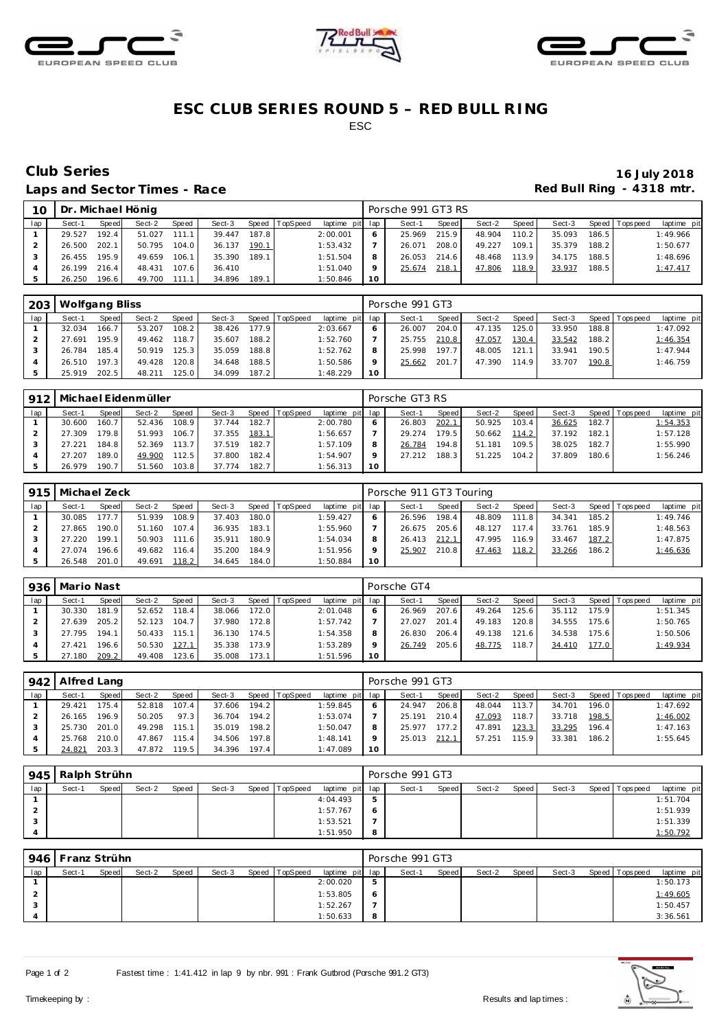# ESC CLUB SERIES ROUND 5 – RED BULL RING

ESC

## Club Series

**16 July 2018**

**Laps and Sector Times - Race**

**Red Bull Ring - 4318 mtr.**

| 10 | Dr. Michael Hönig | | | | | | | | Porsche 991 GT3 RS | | | | | | | | |
|---|---|---|---|---|---|---|---|---|---|---|---|---|---|---|---|---|---|
| lap | Sect-1 | Speed | Sect-2 | Speed | Sect-3 | Speed | TopSpeed | laptime pit | lap | Sect-1 | Speed | Sect-2 | Speed | Sect-3 | Speed | Topspeed | laptime pit |
| 1 | 29.527 | 192.4 | 51.027 | 111.1 | 39.447 | 187.8 | | 2:00.001 | 6 | 25.969 | 215.9 | 48.904 | 110.2 | 35.093 | 186.5 | | 1:49.966 |
| 2 | 26.500 | 202.1 | 50.795 | 104.0 | 36.137 | 190.1 | | 1:53.432 | 7 | 26.071 | 208.0 | 49.227 | 109.1 | 35.379 | 188.2 | | 1:50.677 |
| 3 | 26.455 | 195.9 | 49.659 | 106.1 | 35.390 | 189.1 | | 1:51.504 | 8 | 26.053 | 214.6 | 48.468 | 113.9 | 34.175 | 188.5 | | 1:48.696 |
| 4 | 26.199 | 216.4 | 48.431 | 107.6 | 36.410 | | | 1:51.040 | 9 | 25.674 | 218.1 | 47.806 | 118.9 | 33.937 | 188.5 | | 1:47.417 |
| 5 | 26.250 | 196.6 | 49.700 | 111.1 | 34.896 | 189.1 | | 1:50.846 | 10 | | | | | | | | |

| 203 | Wolfgang Bliss | | | | | | | | Porsche 991 GT3 | | | | | | | | |
|---|---|---|---|---|---|---|---|---|---|---|---|---|---|---|---|---|---|
| lap | Sect-1 | Speed | Sect-2 | Speed | Sect-3 | Speed | TopSpeed | laptime pit | lap | Sect-1 | Speed | Sect-2 | Speed | Sect-3 | Speed | Topspeed | laptime pit |
| 1 | 32.034 | 166.7 | 53.207 | 108.2 | 38.426 | 177.9 | | 2:03.667 | 6 | 26.007 | 204.0 | 47.135 | 125.0 | 33.950 | 188.8 | | 1:47.092 |
| 2 | 27.691 | 195.9 | 49.462 | 118.7 | 35.607 | 188.2 | | 1:52.760 | 7 | 25.755 | 210.8 | 47.057 | 130.4 | 33.542 | 188.2 | | 1:46.354 |
| 3 | 26.784 | 185.4 | 50.919 | 125.3 | 35.059 | 188.8 | | 1:52.762 | 8 | 25.998 | 197.7 | 48.005 | 121.1 | 33.941 | 190.5 | | 1:47.944 |
| 4 | 26.510 | 197.3 | 49.428 | 120.8 | 34.648 | 188.5 | | 1:50.586 | 9 | 25.662 | 201.7 | 47.390 | 114.9 | 33.707 | 190.8 | | 1:46.759 |
| 5 | 25.919 | 202.5 | 48.211 | 125.0 | 34.099 | 187.2 | | 1:48.229 | 10 | | | | | | | | |

| 912 | Michael Eidenmüller | | | | | | | | Porsche GT3 RS | | | | | | | | |
|---|---|---|---|---|---|---|---|---|---|---|---|---|---|---|---|---|---|
| lap | Sect-1 | Speed | Sect-2 | Speed | Sect-3 | Speed | TopSpeed | laptime pit | lap | Sect-1 | Speed | Sect-2 | Speed | Sect-3 | Speed | Topspeed | laptime pit |
| 1 | 30.600 | 160.7 | 52.436 | 108.9 | 37.744 | 182.7 | | 2:00.780 | 6 | 26.803 | 202.1 | 50.925 | 103.4 | 36.625 | 182.7 | | 1:54.353 |
| 2 | 27.309 | 179.8 | 51.993 | 106.7 | 37.355 | 183.1 | | 1:56.657 | 7 | 29.274 | 179.5 | 50.662 | 114.2 | 37.192 | 182.1 | | 1:57.128 |
| 3 | 27.221 | 184.8 | 52.369 | 113.7 | 37.519 | 182.7 | | 1:57.109 | 8 | 26.784 | 194.8 | 51.181 | 109.5 | 38.025 | 182.7 | | 1:55.990 |
| 4 | 27.207 | 189.0 | 49.900 | 112.5 | 37.800 | 182.4 | | 1:54.907 | 9 | 27.212 | 188.3 | 51.225 | 104.2 | 37.809 | 180.6 | | 1:56.246 |
| 5 | 26.979 | 190.7 | 51.560 | 103.8 | 37.774 | 182.7 | | 1:56.313 | 10 | | | | | | | | |

| 915 | Michael Zeck | | | | | | | | Porsche 911 GT3 Touring | | | | | | | | |
|---|---|---|---|---|---|---|---|---|---|---|---|---|---|---|---|---|---|
| lap | Sect-1 | Speed | Sect-2 | Speed | Sect-3 | Speed | TopSpeed | laptime pit | lap | Sect-1 | Speed | Sect-2 | Speed | Sect-3 | Speed | Topspeed | laptime pit |
| 1 | 30.085 | 177.7 | 51.939 | 108.9 | 37.403 | 180.0 | | 1:59.427 | 6 | 26.596 | 198.4 | 48.809 | 111.8 | 34.341 | 185.2 | | 1:49.746 |
| 2 | 27.865 | 190.0 | 51.160 | 107.4 | 36.935 | 183.1 | | 1:55.960 | 7 | 26.675 | 205.6 | 48.127 | 117.4 | 33.761 | 185.9 | | 1:48.563 |
| 3 | 27.220 | 199.1 | 50.903 | 111.6 | 35.911 | 180.9 | | 1:54.034 | 8 | 26.413 | 212.1 | 47.995 | 116.9 | 33.467 | 187.2 | | 1:47.875 |
| 4 | 27.074 | 196.6 | 49.682 | 116.4 | 35.200 | 184.9 | | 1:51.956 | 9 | 25.907 | 210.8 | 47.463 | 118.2 | 33.266 | 186.2 | | 1:46.636 |
| 5 | 26.548 | 201.0 | 49.691 | 118.2 | 34.645 | 184.0 | | 1:50.884 | 10 | | | | | | | | |

| 936 | Mario Nast | | | | | | | | Porsche GT4 | | | | | | | | |
|---|---|---|---|---|---|---|---|---|---|---|---|---|---|---|---|---|---|
| lap | Sect-1 | Speed | Sect-2 | Speed | Sect-3 | Speed | TopSpeed | laptime pit | lap | Sect-1 | Speed | Sect-2 | Speed | Sect-3 | Speed | Topspeed | laptime pit |
| 1 | 30.330 | 181.9 | 52.652 | 118.4 | 38.066 | 172.0 | | 2:01.048 | 6 | 26.969 | 207.6 | 49.264 | 125.6 | 35.112 | 175.9 | | 1:51.345 |
| 2 | 27.639 | 205.2 | 52.123 | 104.7 | 37.980 | 172.8 | | 1:57.742 | 7 | 27.027 | 201.4 | 49.183 | 120.8 | 34.555 | 175.6 | | 1:50.765 |
| 3 | 27.795 | 194.1 | 50.433 | 115.1 | 36.130 | 174.5 | | 1:54.358 | 8 | 26.830 | 206.4 | 49.138 | 121.6 | 34.538 | 175.6 | | 1:50.506 |
| 4 | 27.421 | 196.6 | 50.530 | 127.1 | 35.338 | 173.9 | | 1:53.289 | 9 | 26.749 | 205.6 | 48.775 | 118.7 | 34.410 | 177.0 | | 1:49.934 |
| 5 | 27.180 | 209.2 | 49.408 | 123.6 | 35.008 | 173.1 | | 1:51.596 | 10 | | | | | | | | |

| 942 | Alfred Lang | | | | | | | | Porsche 991 GT3 | | | | | | | | |
|---|---|---|---|---|---|---|---|---|---|---|---|---|---|---|---|---|---|
| lap | Sect-1 | Speed | Sect-2 | Speed | Sect-3 | Speed | TopSpeed | laptime pit | lap | Sect-1 | Speed | Sect-2 | Speed | Sect-3 | Speed | Topspeed | laptime pit |
| 1 | 29.421 | 175.4 | 52.818 | 107.4 | 37.606 | 194.2 | | 1:59.845 | 6 | 24.947 | 206.8 | 48.044 | 113.7 | 34.701 | 196.0 | | 1:47.692 |
| 2 | 26.165 | 196.9 | 50.205 | 97.3 | 36.704 | 194.2 | | 1:53.074 | 7 | 25.191 | 210.4 | 47.093 | 118.7 | 33.718 | 198.5 | | 1:46.002 |
| 3 | 25.730 | 201.0 | 49.298 | 115.1 | 35.019 | 198.2 | | 1:50.047 | 8 | 25.977 | 177.2 | 47.891 | 123.3 | 33.295 | 196.4 | | 1:47.163 |
| 4 | 25.768 | 210.0 | 47.867 | 115.4 | 34.506 | 197.8 | | 1:48.141 | 9 | 25.013 | 212.1 | 57.251 | 115.9 | 33.381 | 186.2 | | 1:55.645 |
| 5 | 24.821 | 203.3 | 47.872 | 119.5 | 34.396 | 197.4 | | 1:47.089 | 10 | | | | | | | | |

| 945 | Ralph Strühn | | | | | | | | Porsche 991 GT3 | | | | | | | | |
|---|---|---|---|---|---|---|---|---|---|---|---|---|---|---|---|---|---|
| lap | Sect-1 | Speed | Sect-2 | Speed | Sect-3 | Speed | TopSpeed | laptime pit | lap | Sect-1 | Speed | Sect-2 | Speed | Sect-3 | Speed | Topspeed | laptime pit |
| 1 | | | | | | | | 4:04.493 | 5 | | | | | | | | 1:51.704 |
| 2 | | | | | | | | 1:57.767 | 6 | | | | | | | | 1:51.939 |
| 3 | | | | | | | | 1:53.521 | 7 | | | | | | | | 1:51.339 |
| 4 | | | | | | | | 1:51.950 | 8 | | | | | | | | 1:50.792 |

| 946 | Franz Strühn | | | | | | | | Porsche 991 GT3 | | | | | | | | |
|---|---|---|---|---|---|---|---|---|---|---|---|---|---|---|---|---|---|
| lap | Sect-1 | Speed | Sect-2 | Speed | Sect-3 | Speed | TopSpeed | laptime pit | lap | Sect-1 | Speed | Sect-2 | Speed | Sect-3 | Speed | Topspeed | laptime pit |
| 1 | | | | | | | | 2:00.020 | 5 | | | | | | | | 1:50.173 |
| 2 | | | | | | | | 1:53.805 | 6 | | | | | | | | 1:49.605 |
| 3 | | | | | | | | 1:52.267 | 7 | | | | | | | | 1:50.457 |
| 4 | | | | | | | | 1:50.633 | 8 | | | | | | | | 3:36.561 |

Fastest time : 1:41.412 in lap 9 by nbr. 991 : Frank Gutbrod (Porsche 991.2 GT3)

Timekeeping by :

Results and lap times :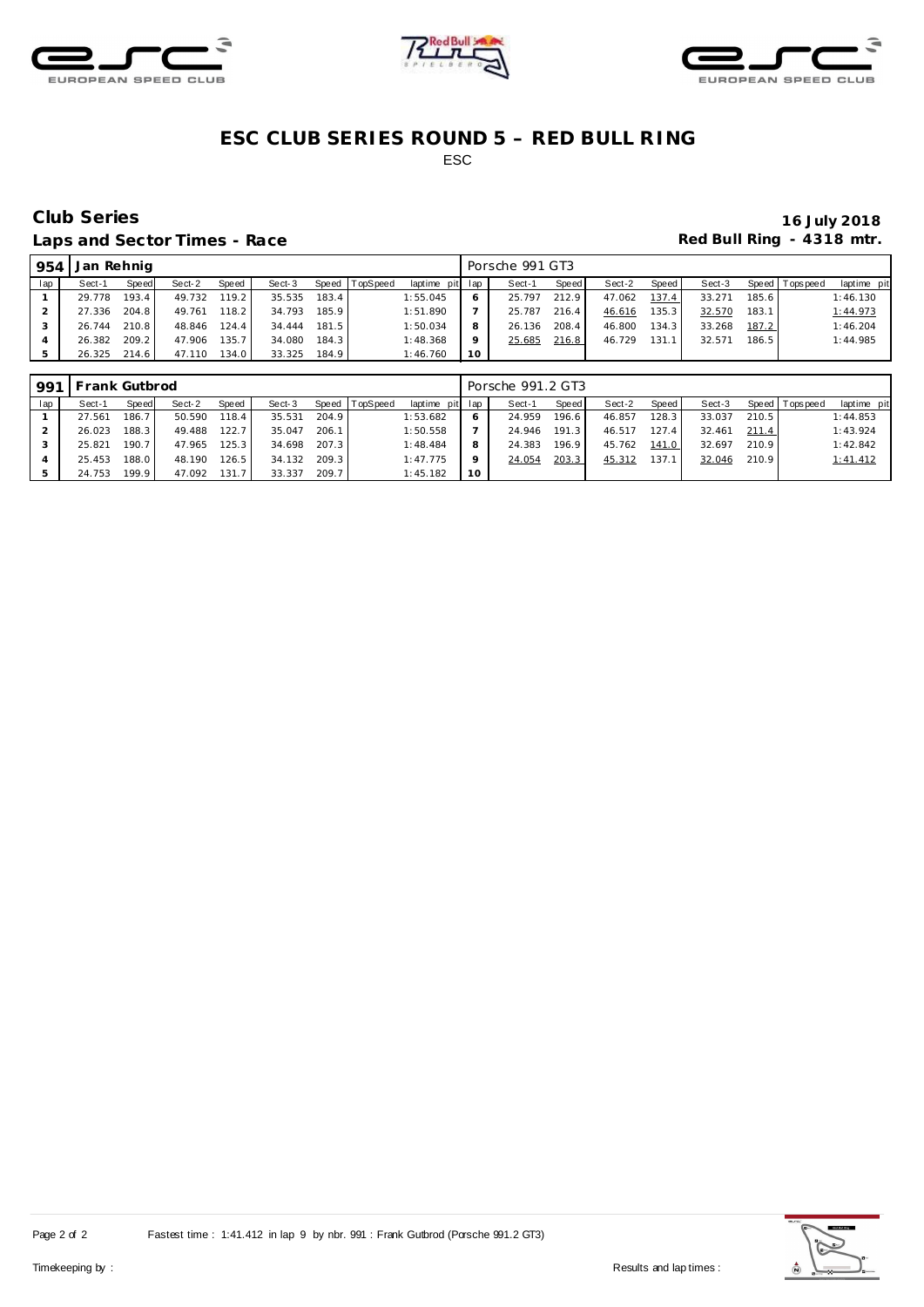# ESC CLUB SERIES ROUND 5 – RED BULL RING

ESC

## Club Series

**16 July 2018**

### Laps and Sector Times - Race

**Red Bull Ring - 4318 mtr.**

| 954 | Jan Rehnig | | | | | | | | | Porsche 991 GT3 | | | | | | | |
|---|---|---|---|---|---|---|---|---|---|---|---|---|---|---|---|---|---|
| lap | Sect-1 | Speed | Sect-2 | Speed | Sect-3 | Speed | TopSpeed | laptime pit | lap | Sect-1 | Speed | Sect-2 | Speed | Sect-3 | Speed | Topspeed | laptime pit |
| 1 | 29.778 | 193.4 | 49.732 | 119.2 | 35.535 | 183.4 | | 1:55.045 | 6 | 25.797 | 212.9 | 47.062 | 137.4 | 33.271 | 185.6 | | 1:46.130 |
| 2 | 27.336 | 204.8 | 49.761 | 118.2 | 34.793 | 185.9 | | 1:51.890 | 7 | 25.787 | 216.4 | 46.616 | 135.3 | 32.570 | 183.1 | | 1:44.973 |
| 3 | 26.744 | 210.8 | 48.846 | 124.4 | 34.444 | 181.5 | | 1:50.034 | 8 | 26.136 | 208.4 | 46.800 | 134.3 | 33.268 | 187.2 | | 1:46.204 |
| 4 | 26.382 | 209.2 | 47.906 | 135.7 | 34.080 | 184.3 | | 1:48.368 | 9 | 25.685 | 216.8 | 46.729 | 131.1 | 32.571 | 186.5 | | 1:44.985 |
| 5 | 26.325 | 214.6 | 47.110 | 134.0 | 33.325 | 184.9 | | 1:46.760 | 10 | | | | | | | | |

| 991 | Frank Gutbrod | | | | | | | | | Porsche 991.2 GT3 | | | | | | | |
|---|---|---|---|---|---|---|---|---|---|---|---|---|---|---|---|---|---|
| lap | Sect-1 | Speed | Sect-2 | Speed | Sect-3 | Speed | TopSpeed | laptime pit | lap | Sect-1 | Speed | Sect-2 | Speed | Sect-3 | Speed | Topspeed | laptime pit |
| 1 | 27.561 | 186.7 | 50.590 | 118.4 | 35.531 | 204.9 | | 1:53.682 | 6 | 24.959 | 196.6 | 46.857 | 128.3 | 33.037 | 210.5 | | 1:44.853 |
| 2 | 26.023 | 188.3 | 49.488 | 122.7 | 35.047 | 206.1 | | 1:50.558 | 7 | 24.946 | 191.3 | 46.517 | 127.4 | 32.461 | 211.4 | | 1:43.924 |
| 3 | 25.821 | 190.7 | 47.965 | 125.3 | 34.698 | 207.3 | | 1:48.484 | 8 | 24.383 | 196.9 | 45.762 | 141.0 | 32.697 | 210.9 | | 1:42.842 |
| 4 | 25.453 | 188.0 | 48.190 | 126.5 | 34.132 | 209.3 | | 1:47.775 | 9 | 24.054 | 203.3 | 45.312 | 137.1 | 32.046 | 210.9 | | 1:41.412 |
| 5 | 24.753 | 199.9 | 47.092 | 131.7 | 33.337 | 209.7 | | 1:45.182 | 10 | | | | | | | | |

Fastest time : 1:41.412 in lap 9 by nbr. 991 : Frank Gutbrod (Porsche 991.2 GT3)

Timekeeping by :

Results and lap times :